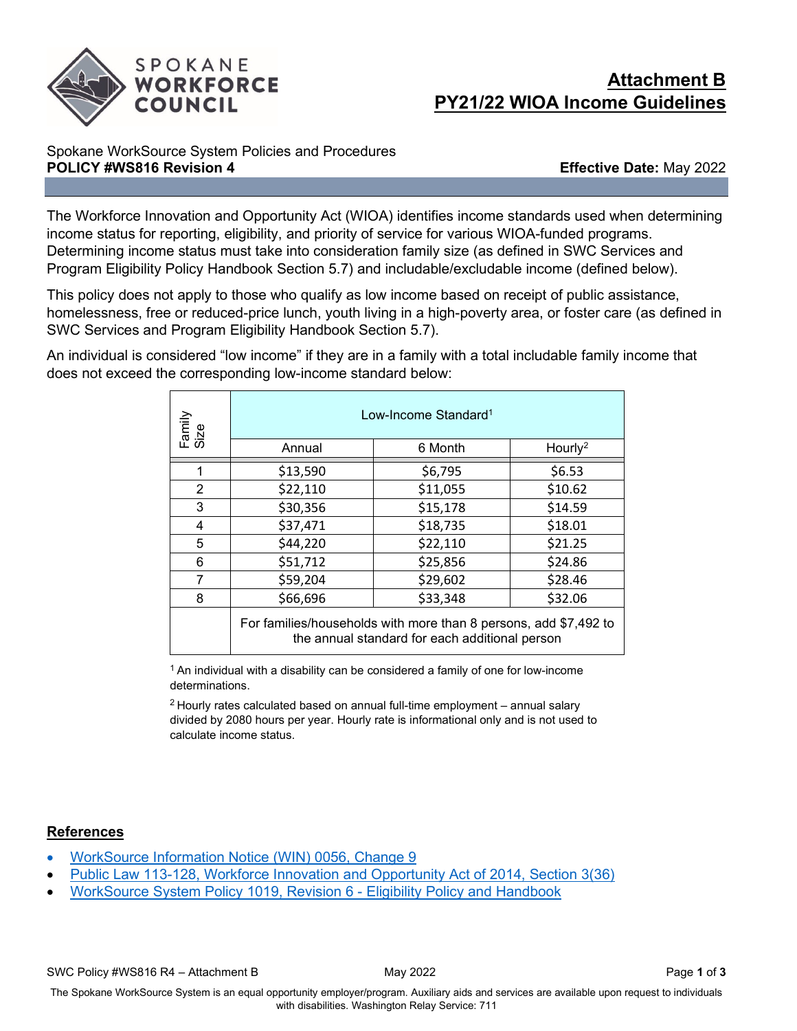# Attachment B
# PY21/22 WIOA Income Guidelines

Spokane WorkSource System Policies and Procedures
**POLICY #WS816 Revision 4** **Effective Date:** May 2022

The Workforce Innovation and Opportunity Act (WIOA) identifies income standards used when determining income status for reporting, eligibility, and priority of service for various WIOA-funded programs. Determining income status must take into consideration family size (as defined in SWC Services and Program Eligibility Policy Handbook Section 5.7) and includable/excludable income (defined below).

This policy does not apply to those who qualify as low income based on receipt of public assistance, homelessness, free or reduced-price lunch, youth living in a high-poverty area, or foster care (as defined in SWC Services and Program Eligibility Handbook Section 5.7).

An individual is considered "low income" if they are in a family with a total includable family income that does not exceed the corresponding low-income standard below:

| Family Size | Low-Income Standard[1] | | |
|---|---|---|---|
| | Annual | 6 Month | Hourly[2] |
| 1 | $13,590 | $6,795 | $6.53 |
| 2 | $22,110 | $11,055 | $10.62 |
| 3 | $30,356 | $15,178 | $14.59 |
| 4 | $37,471 | $18,735 | $18.01 |
| 5 | $44,220 | $22,110 | $21.25 |
| 6 | $51,712 | $25,856 | $24.86 |
| 7 | $59,204 | $29,602 | $28.46 |
| 8 | $66,696 | $33,348 | $32.06 |
| | For families/households with more than 8 persons, add $7,492 to the annual standard for each additional person | | |

[1] An individual with a disability can be considered a family of one for low-income determinations.

[2] Hourly rates calculated based on annual full-time employment – annual salary divided by 2080 hours per year. Hourly rate is informational only and is not used to calculate income status.

## References

- WorkSource Information Notice (WIN) 0056, Change 9
- Public Law 113-128, Workforce Innovation and Opportunity Act of 2014, Section 3(36)
- WorkSource System Policy 1019, Revision 6 - Eligibility Policy and Handbook

The Spokane WorkSource System is an equal opportunity employer/program. Auxiliary aids and services are available upon request to individuals with disabilities. Washington Relay Service: 711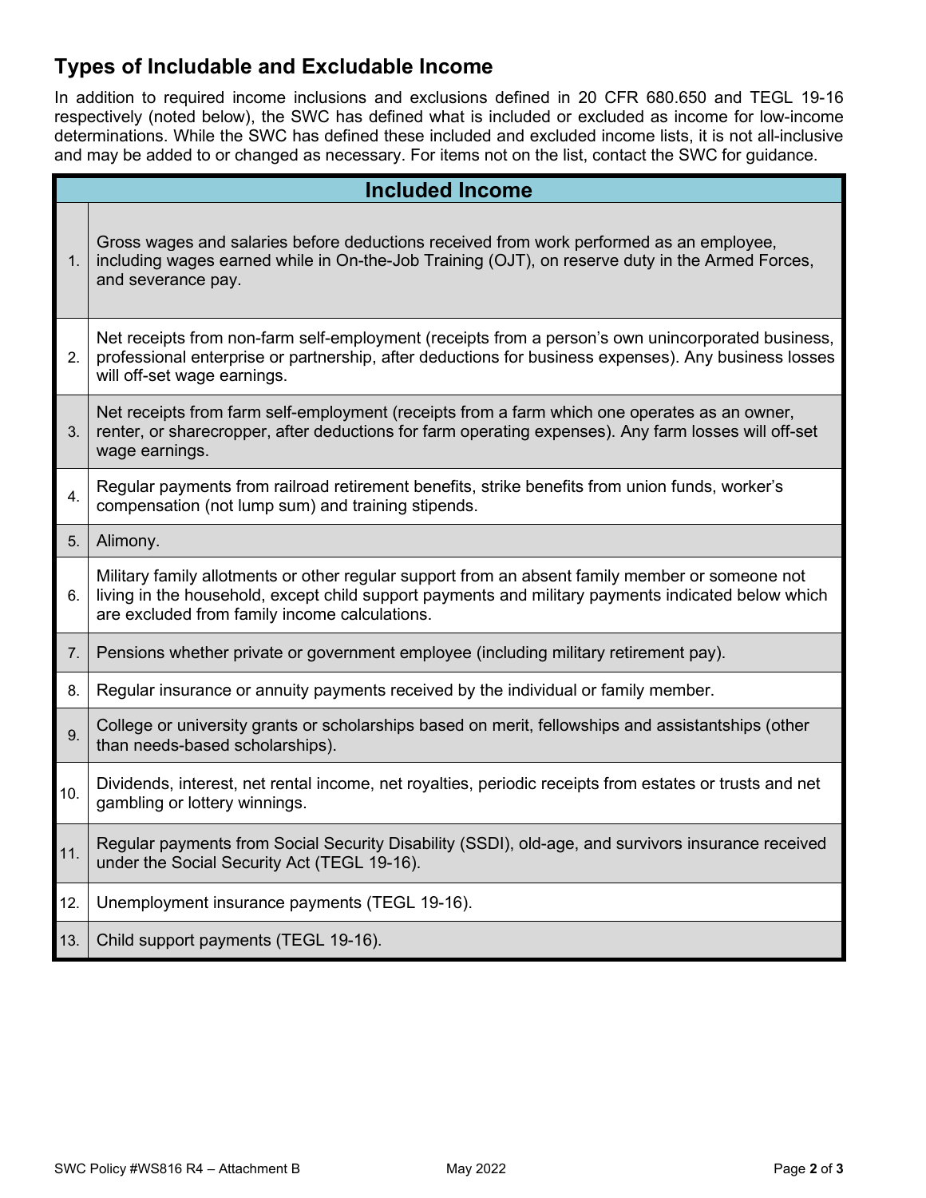## Types of Includable and Excludable Income

In addition to required income inclusions and exclusions defined in 20 CFR 680.650 and TEGL 19-16 respectively (noted below), the SWC has defined what is included or excluded as income for low-income determinations. While the SWC has defined these included and excluded income lists, it is not all-inclusive and may be added to or changed as necessary. For items not on the list, contact the SWC for guidance.

| Included Income | |
|---|---|
| 1. | Gross wages and salaries before deductions received from work performed as an employee, including wages earned while in On-the-Job Training (OJT), on reserve duty in the Armed Forces, and severance pay. |
| 2. | Net receipts from non-farm self-employment (receipts from a person's own unincorporated business, professional enterprise or partnership, after deductions for business expenses). Any business losses will off-set wage earnings. |
| 3. | Net receipts from farm self-employment (receipts from a farm which one operates as an owner, renter, or sharecropper, after deductions for farm operating expenses). Any farm losses will off-set wage earnings. |
| 4. | Regular payments from railroad retirement benefits, strike benefits from union funds, worker's compensation (not lump sum) and training stipends. |
| 5. | Alimony. |
| 6. | Military family allotments or other regular support from an absent family member or someone not living in the household, except child support payments and military payments indicated below which are excluded from family income calculations. |
| 7. | Pensions whether private or government employee (including military retirement pay). |
| 8. | Regular insurance or annuity payments received by the individual or family member. |
| 9. | College or university grants or scholarships based on merit, fellowships and assistantships (other than needs-based scholarships). |
| 10. | Dividends, interest, net rental income, net royalties, periodic receipts from estates or trusts and net gambling or lottery winnings. |
| 11. | Regular payments from Social Security Disability (SSDI), old-age, and survivors insurance received under the Social Security Act (TEGL 19-16). |
| 12. | Unemployment insurance payments (TEGL 19-16). |
| 13. | Child support payments (TEGL 19-16). |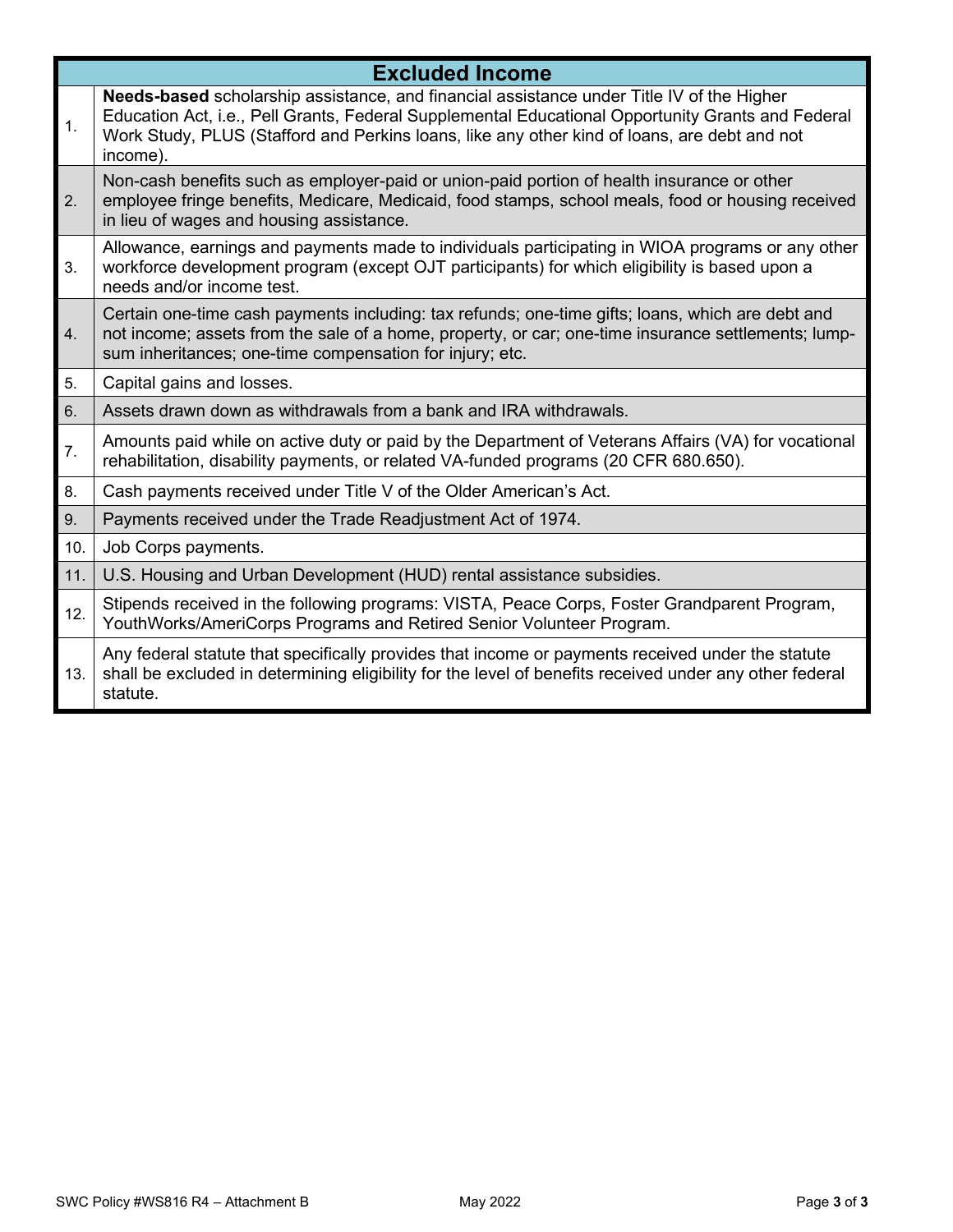| Excluded Income | |
|---|---|
| 1. | **Needs-based** scholarship assistance, and financial assistance under Title IV of the Higher Education Act, i.e., Pell Grants, Federal Supplemental Educational Opportunity Grants and Federal Work Study, PLUS (Stafford and Perkins loans, like any other kind of loans, are debt and not income). |
| 2. | Non-cash benefits such as employer-paid or union-paid portion of health insurance or other employee fringe benefits, Medicare, Medicaid, food stamps, school meals, food or housing received in lieu of wages and housing assistance. |
| 3. | Allowance, earnings and payments made to individuals participating in WIOA programs or any other workforce development program (except OJT participants) for which eligibility is based upon a needs and/or income test. |
| 4. | Certain one-time cash payments including: tax refunds; one-time gifts; loans, which are debt and not income; assets from the sale of a home, property, or car; one-time insurance settlements; lump-sum inheritances; one-time compensation for injury; etc. |
| 5. | Capital gains and losses. |
| 6. | Assets drawn down as withdrawals from a bank and IRA withdrawals. |
| 7. | Amounts paid while on active duty or paid by the Department of Veterans Affairs (VA) for vocational rehabilitation, disability payments, or related VA-funded programs (20 CFR 680.650). |
| 8. | Cash payments received under Title V of the Older American's Act. |
| 9. | Payments received under the Trade Readjustment Act of 1974. |
| 10. | Job Corps payments. |
| 11. | U.S. Housing and Urban Development (HUD) rental assistance subsidies. |
| 12. | Stipends received in the following programs: VISTA, Peace Corps, Foster Grandparent Program, YouthWorks/AmeriCorps Programs and Retired Senior Volunteer Program. |
| 13. | Any federal statute that specifically provides that income or payments received under the statute shall be excluded in determining eligibility for the level of benefits received under any other federal statute. |